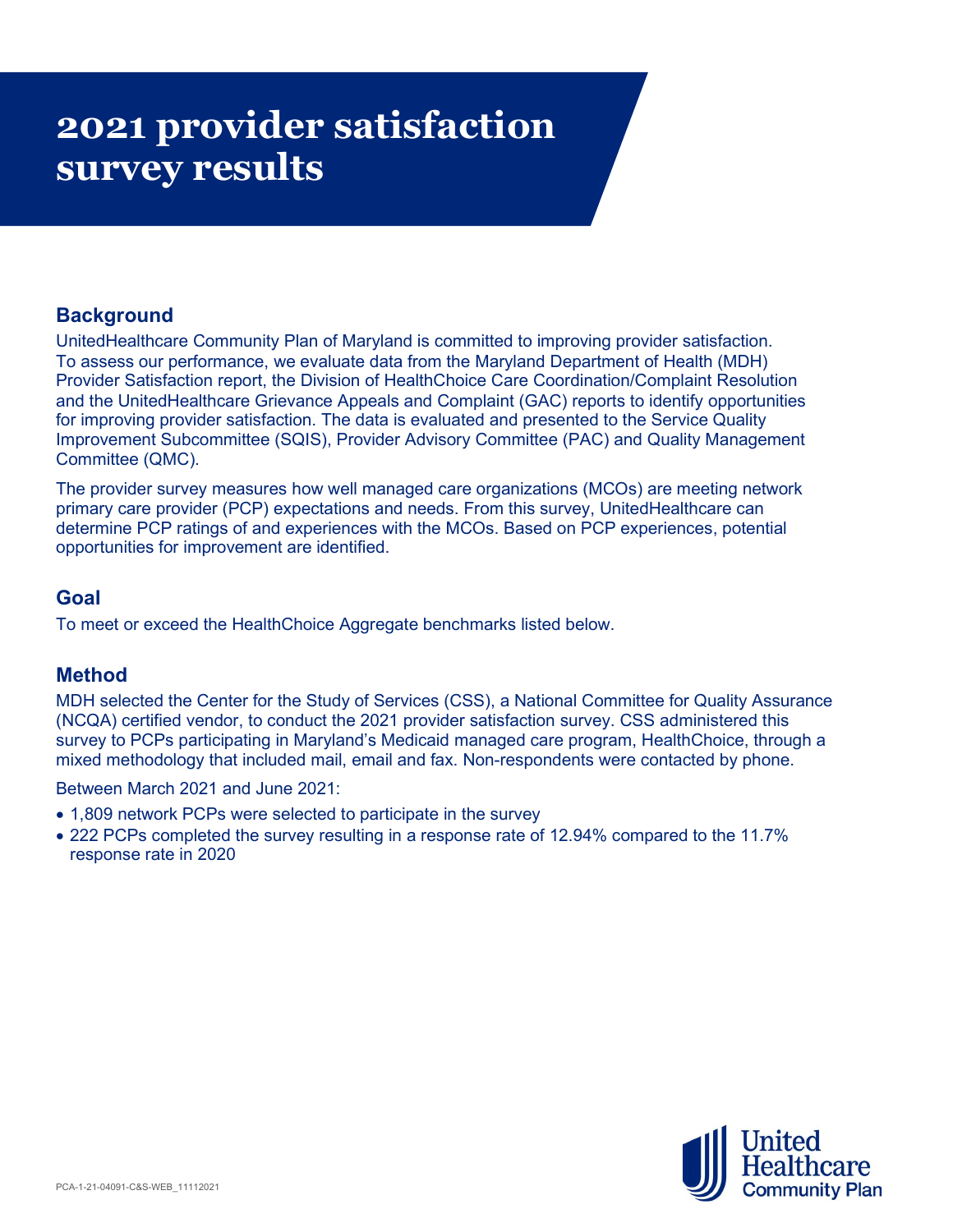# 2021 provider satisfaction survey results

## Background

UnitedHealthcare Community Plan of Maryland is committed to improving provider satisfaction. To assess our performance, we evaluate data from the Maryland Department of Health (MDH) Provider Satisfaction report, the Division of HealthChoice Care Coordination/Complaint Resolution and the UnitedHealthcare Grievance Appeals and Complaint (GAC) reports to identify opportunities for improving provider satisfaction. The data is evaluated and presented to the Service Quality Improvement Subcommittee (SQIS), Provider Advisory Committee (PAC) and Quality Management Committee (QMC).

The provider survey measures how well managed care organizations (MCOs) are meeting network primary care provider (PCP) expectations and needs. From this survey, UnitedHealthcare can determine PCP ratings of and experiences with the MCOs. Based on PCP experiences, potential opportunities for improvement are identified.

## Goal

To meet or exceed the HealthChoice Aggregate benchmarks listed below.

## Method

MDH selected the Center for the Study of Services (CSS), a National Committee for Quality Assurance (NCQA) certified vendor, to conduct the 2021 provider satisfaction survey. CSS administered this survey to PCPs participating in Maryland's Medicaid managed care program, HealthChoice, through a mixed methodology that included mail, email and fax. Non-respondents were contacted by phone.

Between March 2021 and June 2021:

- 1,809 network PCPs were selected to participate in the survey
- 222 PCPs completed the survey resulting in a response rate of 12.94% compared to the 11.7% response rate in 2020

PCA-1-21-04091-C&S-WEB_11112021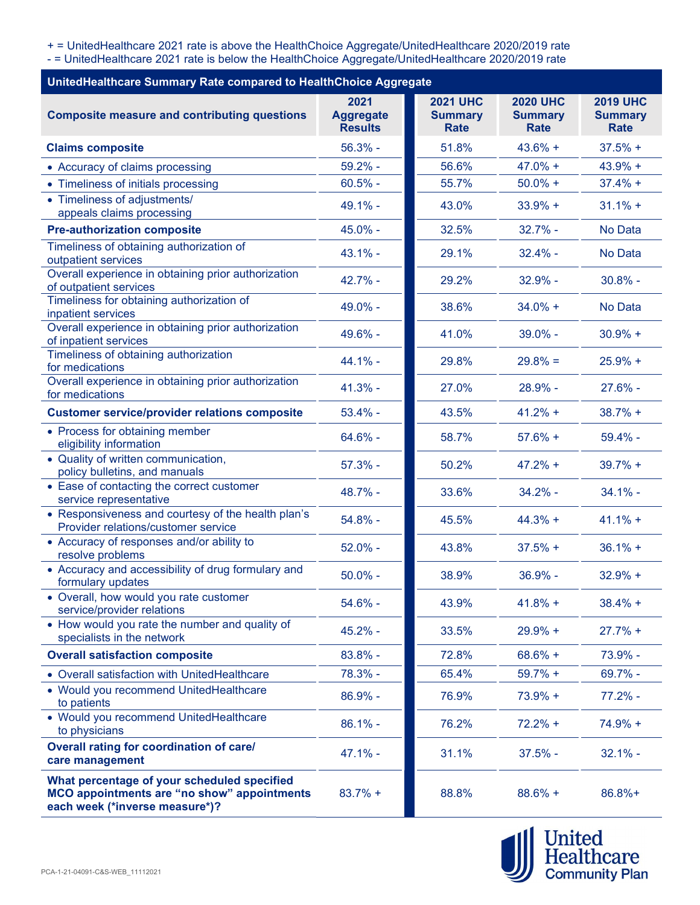+ = UnitedHealthcare 2021 rate is above the HealthChoice Aggregate/UnitedHealthcare 2020/2019 rate
- = UnitedHealthcare 2021 rate is below the HealthChoice Aggregate/UnitedHealthcare 2020/2019 rate

**UnitedHealthcare Summary Rate compared to HealthChoice Aggregate**

| Composite measure and contributing questions | 2021 Aggregate Results | 2021 UHC Summary Rate | 2020 UHC Summary Rate | 2019 UHC Summary Rate |
|---|---|---|---|---|
| **Claims composite** | 56.3% - | 51.8% | 43.6% + | 37.5% + |
| • Accuracy of claims processing | 59.2% - | 56.6% | 47.0% + | 43.9% + |
| • Timeliness of initials processing | 60.5% - | 55.7% | 50.0% + | 37.4% + |
| • Timeliness of adjustments/ appeals claims processing | 49.1% - | 43.0% | 33.9% + | 31.1% + |
| **Pre-authorization composite** | 45.0% - | 32.5% | 32.7% - | No Data |
| Timeliness of obtaining authorization of outpatient services | 43.1% - | 29.1% | 32.4% - | No Data |
| Overall experience in obtaining prior authorization of outpatient services | 42.7% - | 29.2% | 32.9% - | 30.8% - |
| Timeliness for obtaining authorization of inpatient services | 49.0% - | 38.6% | 34.0% + | No Data |
| Overall experience in obtaining prior authorization of inpatient services | 49.6% - | 41.0% | 39.0% - | 30.9% + |
| Timeliness of obtaining authorization for medications | 44.1% - | 29.8% | 29.8% = | 25.9% + |
| Overall experience in obtaining prior authorization for medications | 41.3% - | 27.0% | 28.9% - | 27.6% - |
| **Customer service/provider relations composite** | 53.4% - | 43.5% | 41.2% + | 38.7% + |
| • Process for obtaining member eligibility information | 64.6% - | 58.7% | 57.6% + | 59.4% - |
| • Quality of written communication, policy bulletins, and manuals | 57.3% - | 50.2% | 47.2% + | 39.7% + |
| • Ease of contacting the correct customer service representative | 48.7% - | 33.6% | 34.2% - | 34.1% - |
| • Responsiveness and courtesy of the health plan's Provider relations/customer service | 54.8% - | 45.5% | 44.3% + | 41.1% + |
| • Accuracy of responses and/or ability to resolve problems | 52.0% - | 43.8% | 37.5% + | 36.1% + |
| • Accuracy and accessibility of drug formulary and formulary updates | 50.0% - | 38.9% | 36.9% - | 32.9% + |
| • Overall, how would you rate customer service/provider relations | 54.6% - | 43.9% | 41.8% + | 38.4% + |
| • How would you rate the number and quality of specialists in the network | 45.2% - | 33.5% | 29.9% + | 27.7% + |
| **Overall satisfaction composite** | 83.8% - | 72.8% | 68.6% + | 73.9% - |
| • Overall satisfaction with UnitedHealthcare | 78.3% - | 65.4% | 59.7% + | 69.7% - |
| • Would you recommend UnitedHealthcare to patients | 86.9% - | 76.9% | 73.9% + | 77.2% - |
| • Would you recommend UnitedHealthcare to physicians | 86.1% - | 76.2% | 72.2% + | 74.9% + |
| **Overall rating for coordination of care/ care management** | 47.1% - | 31.1% | 37.5% - | 32.1% - |
| **What percentage of your scheduled specified MCO appointments are "no show" appointments each week (*inverse measure*)?** | 83.7% + | 88.8% | 88.6% + | 86.8%+ |

PCA-1-21-04091-C&S-WEB_11112021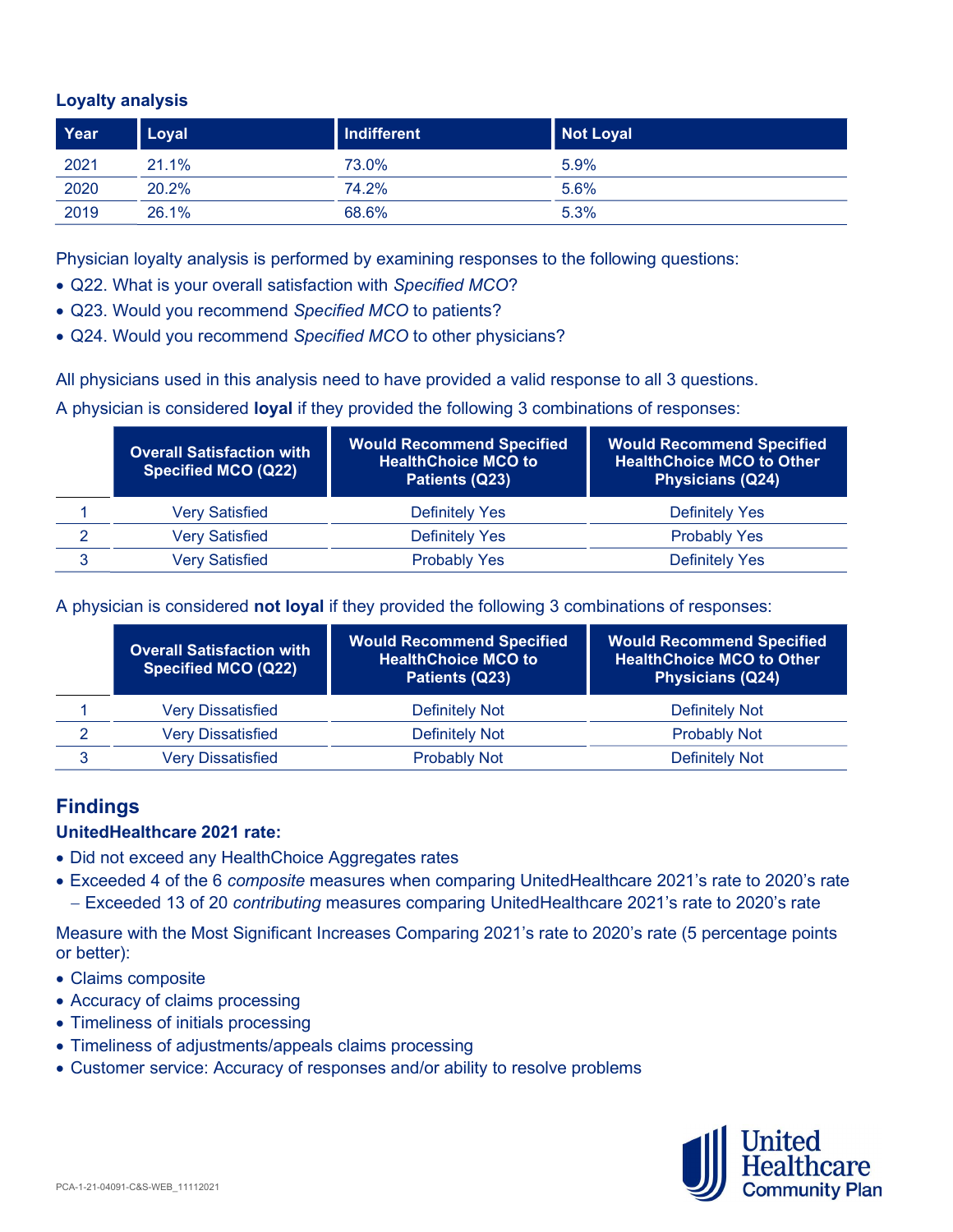### Loyalty analysis

| Year | Loyal | Indifferent | Not Loyal |
|---|---|---|---|
| 2021 | 21.1% | 73.0% | 5.9% |
| 2020 | 20.2% | 74.2% | 5.6% |
| 2019 | 26.1% | 68.6% | 5.3% |

Physician loyalty analysis is performed by examining responses to the following questions:

- Q22. What is your overall satisfaction with *Specified MCO*?
- Q23. Would you recommend *Specified MCO* to patients?
- Q24. Would you recommend *Specified MCO* to other physicians?

All physicians used in this analysis need to have provided a valid response to all 3 questions.

A physician is considered **loyal** if they provided the following 3 combinations of responses:

| | Overall Satisfaction with Specified MCO (Q22) | Would Recommend Specified HealthChoice MCO to Patients (Q23) | Would Recommend Specified HealthChoice MCO to Other Physicians (Q24) |
|---|---|---|---|
| 1 | Very Satisfied | Definitely Yes | Definitely Yes |
| 2 | Very Satisfied | Definitely Yes | Probably Yes |
| 3 | Very Satisfied | Probably Yes | Definitely Yes |

A physician is considered **not loyal** if they provided the following 3 combinations of responses:

| | Overall Satisfaction with Specified MCO (Q22) | Would Recommend Specified HealthChoice MCO to Patients (Q23) | Would Recommend Specified HealthChoice MCO to Other Physicians (Q24) |
|---|---|---|---|
| 1 | Very Dissatisfied | Definitely Not | Definitely Not |
| 2 | Very Dissatisfied | Definitely Not | Probably Not |
| 3 | Very Dissatisfied | Probably Not | Definitely Not |

## Findings

**UnitedHealthcare 2021 rate:**

- Did not exceed any HealthChoice Aggregates rates
- Exceeded 4 of the 6 *composite* measures when comparing UnitedHealthcare 2021's rate to 2020's rate
  - Exceeded 13 of 20 *contributing* measures comparing UnitedHealthcare 2021's rate to 2020's rate

Measure with the Most Significant Increases Comparing 2021's rate to 2020's rate (5 percentage points or better):

- Claims composite
- Accuracy of claims processing
- Timeliness of initials processing
- Timeliness of adjustments/appeals claims processing
- Customer service: Accuracy of responses and/or ability to resolve problems

PCA-1-21-04091-C&S-WEB_11112021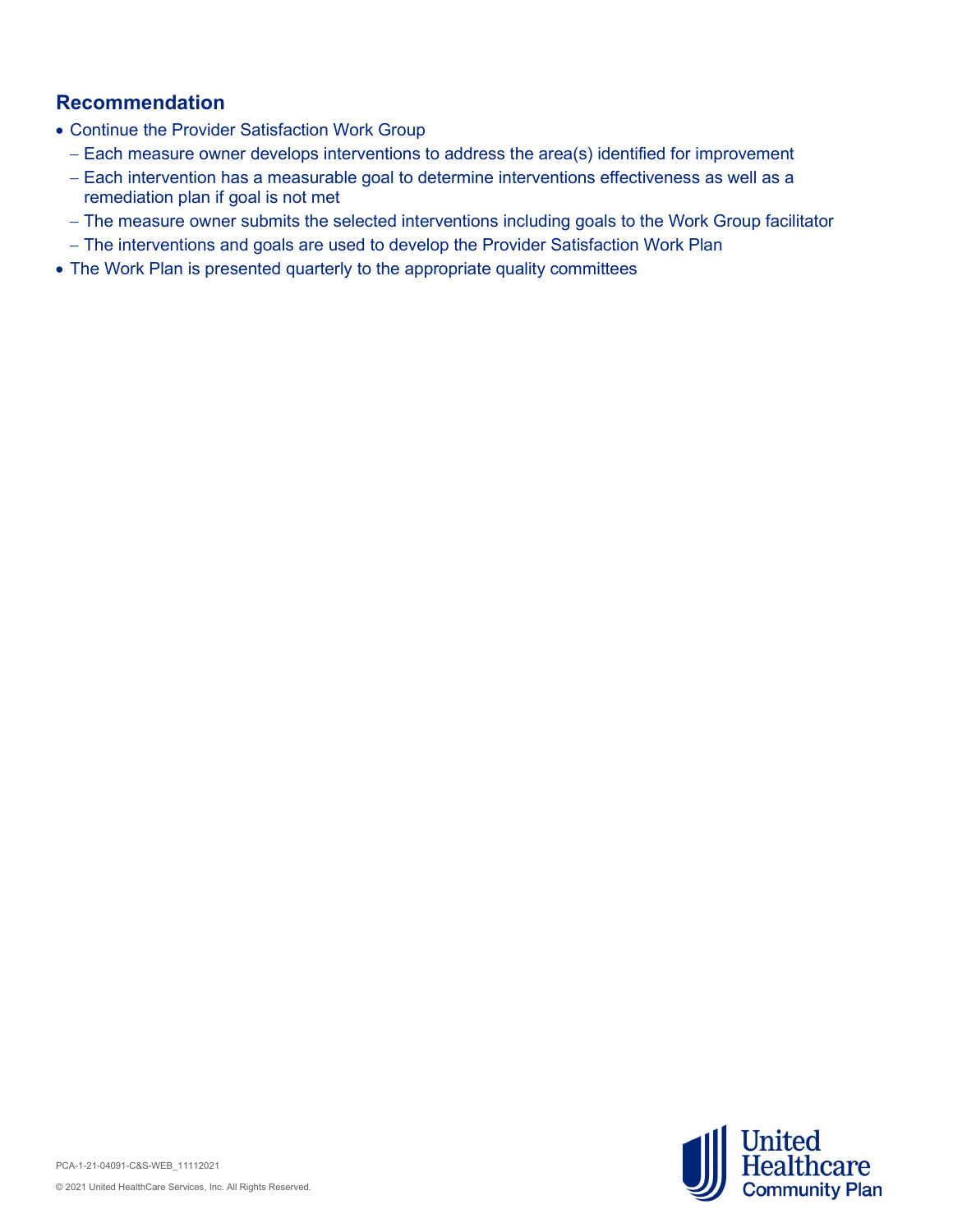## Recommendation

- Continue the Provider Satisfaction Work Group
  - Each measure owner develops interventions to address the area(s) identified for improvement
  - Each intervention has a measurable goal to determine interventions effectiveness as well as a remediation plan if goal is not met
  - The measure owner submits the selected interventions including goals to the Work Group facilitator
  - The interventions and goals are used to develop the Provider Satisfaction Work Plan
- The Work Plan is presented quarterly to the appropriate quality committees

PCA-1-21-04091-C&S-WEB_11112021

© 2021 United HealthCare Services, Inc. All Rights Reserved.

United Healthcare Community Plan